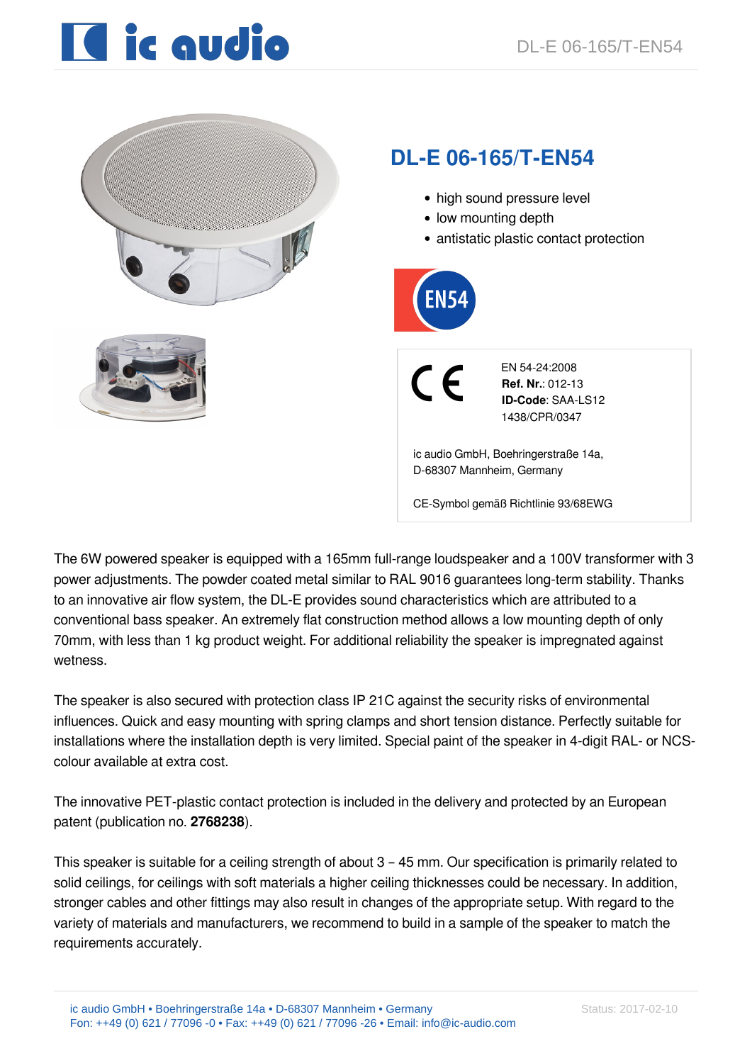# DL-E 06-165/T-EN54

- high sound pressure level
- low mounting depth
- antistatic plastic contact protection

EN54

CE

EN 54-24:2008
**Ref. Nr.**: 012-13
**ID-Code**: SAA-LS12
1438/CPR/0347

ic audio GmbH, Boehringerstraße 14a,
D-68307 Mannheim, Germany

CE-Symbol gemäß Richtlinie 93/68EWG

The 6W powered speaker is equipped with a 165mm full-range loudspeaker and a 100V transformer with 3 power adjustments. The powder coated metal similar to RAL 9016 guarantees long-term stability. Thanks to an innovative air flow system, the DL-E provides sound characteristics which are attributed to a conventional bass speaker. An extremely flat construction method allows a low mounting depth of only 70mm, with less than 1 kg product weight. For additional reliability the speaker is impregnated against wetness.

The speaker is also secured with protection class IP 21C against the security risks of environmental influences. Quick and easy mounting with spring clamps and short tension distance. Perfectly suitable for installations where the installation depth is very limited. Special paint of the speaker in 4-digit RAL- or NCS-colour available at extra cost.

The innovative PET-plastic contact protection is included in the delivery and protected by an European patent (publication no. **2768238**).

This speaker is suitable for a ceiling strength of about 3 – 45 mm. Our specification is primarily related to solid ceilings, for ceilings with soft materials a higher ceiling thicknesses could be necessary. In addition, stronger cables and other fittings may also result in changes of the appropriate setup. With regard to the variety of materials and manufacturers, we recommend to build in a sample of the speaker to match the requirements accurately.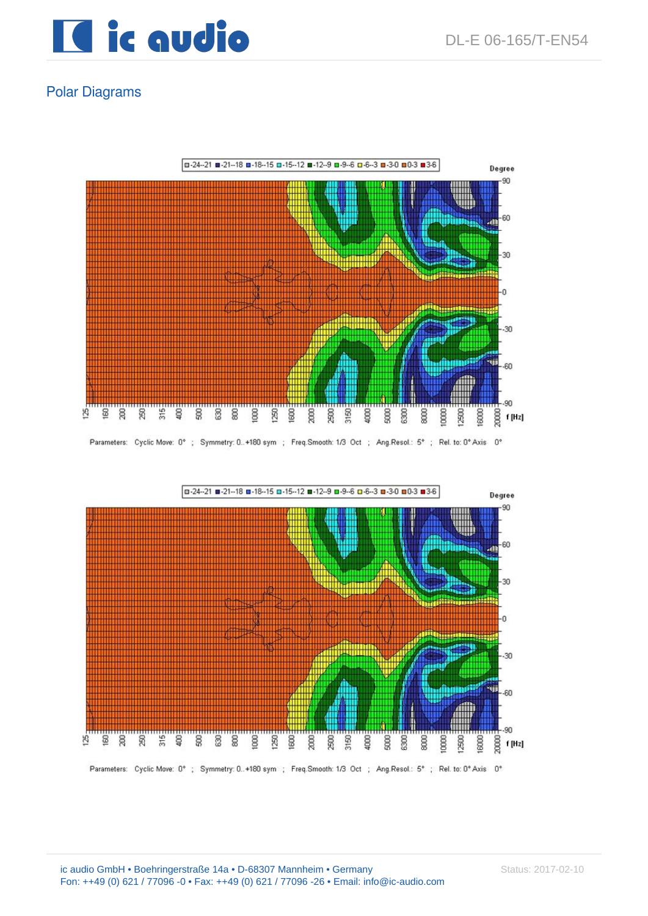## Polar Diagrams

□-24--21 ■-21--18 ■-18--15 □-15--12 ■-12--9 ■-9--6 □-6--3 ■-3-0 ■0-3 ■3-6

Parameters: Cyclic Move: 0° ; Symmetry: 0..+180 sym ; Freq.Smooth: 1/3 Oct ; Ang.Resol.: 5° ; Rel. to: 0° Axis 0°

□-24--21 ■-21--18 ■-18--15 □-15--12 ■-12--9 ■-9--6 □-6--3 ■-3-0 ■0-3 ■3-6

Parameters: Cyclic Move: 0° ; Symmetry: 0..+180 sym ; Freq.Smooth: 1/3 Oct ; Ang.Resol.: 5° ; Rel. to: 0° Axis 0°

ic audio GmbH • Boehringerstraße 14a • D-68307 Mannheim • Germany
Fon: ++49 (0) 621 / 77096 -0 • Fax: ++49 (0) 621 / 77096 -26 • Email: info@ic-audio.com

Status: 2017-02-10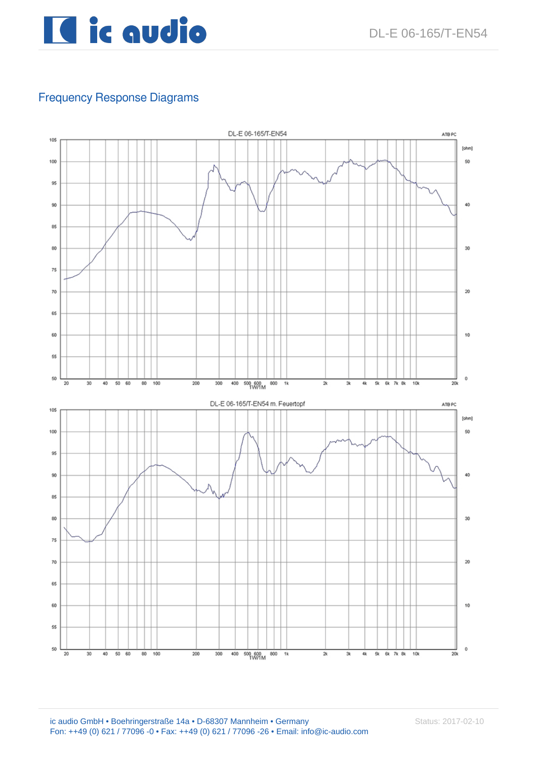## Frequency Response Diagrams

DL-E 06-165/T-EN54

DL-E 06-165/T-EN54 m. Feuertopf

ic audio GmbH • Boehringerstraße 14a • D-68307 Mannheim • Germany
Fon: ++49 (0) 621 / 77096 -0 • Fax: ++49 (0) 621 / 77096 -26 • Email: info@ic-audio.com

Status: 2017-02-10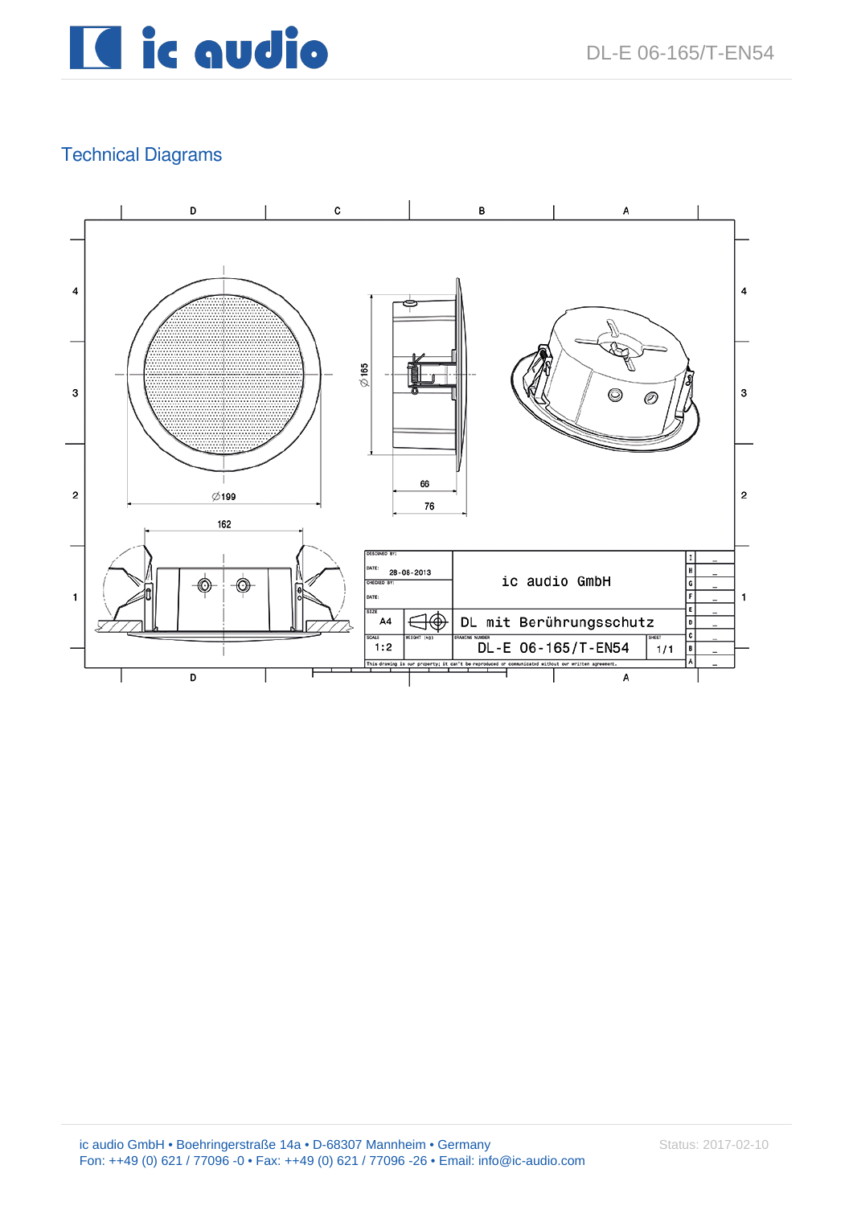## Technical Diagrams

ø199

ø165

66

76

162

| DESIGNED BY: | | ic audio GmbH |
|---|---|---|
| DATE: 28-08-2013 | | |
| CHECKED BY: | | |
| DATE: | | |
| SIZE A4 | | DL mit Berührungsschutz |
| SCALE 1:2 | WEIGHT (kg) | DRAWING NUMBER DL-E 06-165/T-EN54 — SHEET 1/1 |

This drawing is our property; it can't be reproduced or communicated without our written agreement.

ic audio GmbH • Boehringerstraße 14a • D-68307 Mannheim • Germany
Fon: ++49 (0) 621 / 77096 -0 • Fax: ++49 (0) 621 / 77096 -26 • Email: info@ic-audio.com

Status: 2017-02-10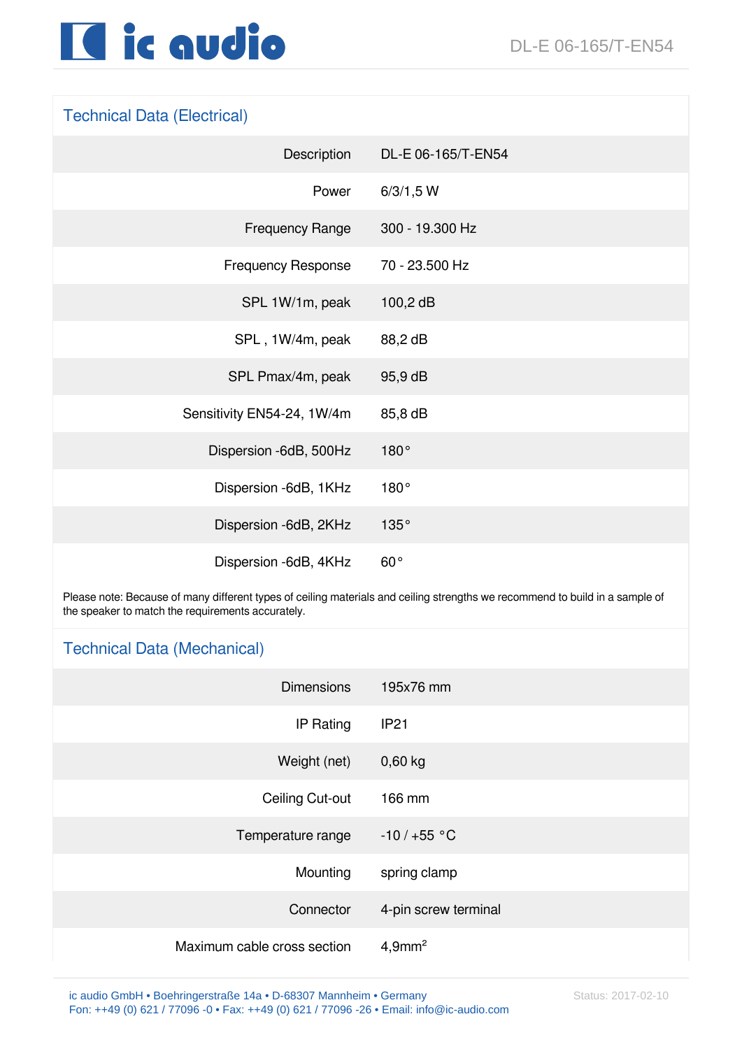## Technical Data (Electrical)

| | |
|---|---|
| Description | DL-E 06-165/T-EN54 |
| Power | 6/3/1,5 W |
| Frequency Range | 300 - 19.300 Hz |
| Frequency Response | 70 - 23.500 Hz |
| SPL 1W/1m, peak | 100,2 dB |
| SPL , 1W/4m, peak | 88,2 dB |
| SPL Pmax/4m, peak | 95,9 dB |
| Sensitivity EN54-24, 1W/4m | 85,8 dB |
| Dispersion -6dB, 500Hz | 180° |
| Dispersion -6dB, 1KHz | 180° |
| Dispersion -6dB, 2KHz | 135° |
| Dispersion -6dB, 4KHz | 60° |

Please note: Because of many different types of ceiling materials and ceiling strengths we recommend to build in a sample of the speaker to match the requirements accurately.

## Technical Data (Mechanical)

| | |
|---|---|
| Dimensions | 195x76 mm |
| IP Rating | IP21 |
| Weight (net) | 0,60 kg |
| Ceiling Cut-out | 166 mm |
| Temperature range | -10 / +55 °C |
| Mounting | spring clamp |
| Connector | 4-pin screw terminal |
| Maximum cable cross section | 4,9mm² |

ic audio GmbH • Boehringerstraße 14a • D-68307 Mannheim • Germany
Fon: ++49 (0) 621 / 77096 -0 • Fax: ++49 (0) 621 / 77096 -26 • Email: info@ic-audio.com

Status: 2017-02-10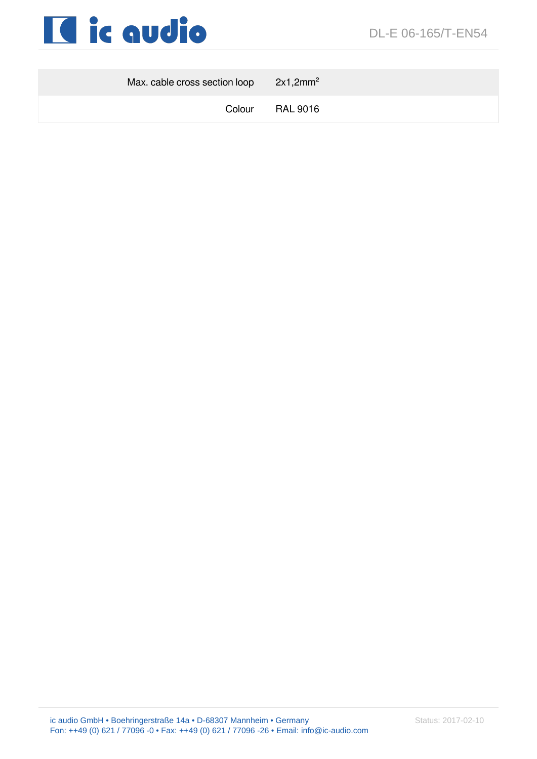| | |
|---|---|
| Max. cable cross section loop | 2x1,2mm$^2$ |
| Colour | RAL 9016 |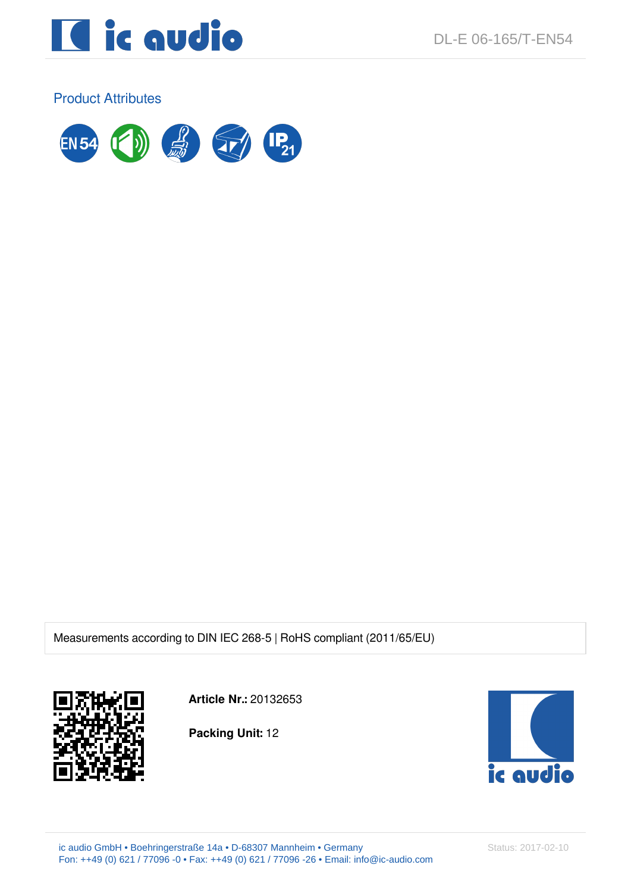## Product Attributes

Measurements according to DIN IEC 268-5 | RoHS compliant (2011/65/EU)

**Article Nr.:** 20132653

**Packing Unit:** 12

ic audio GmbH • Boehringerstraße 14a • D-68307 Mannheim • Germany
Fon: ++49 (0) 621 / 77096 -0 • Fax: ++49 (0) 621 / 77096 -26 • Email: info@ic-audio.com

Status: 2017-02-10